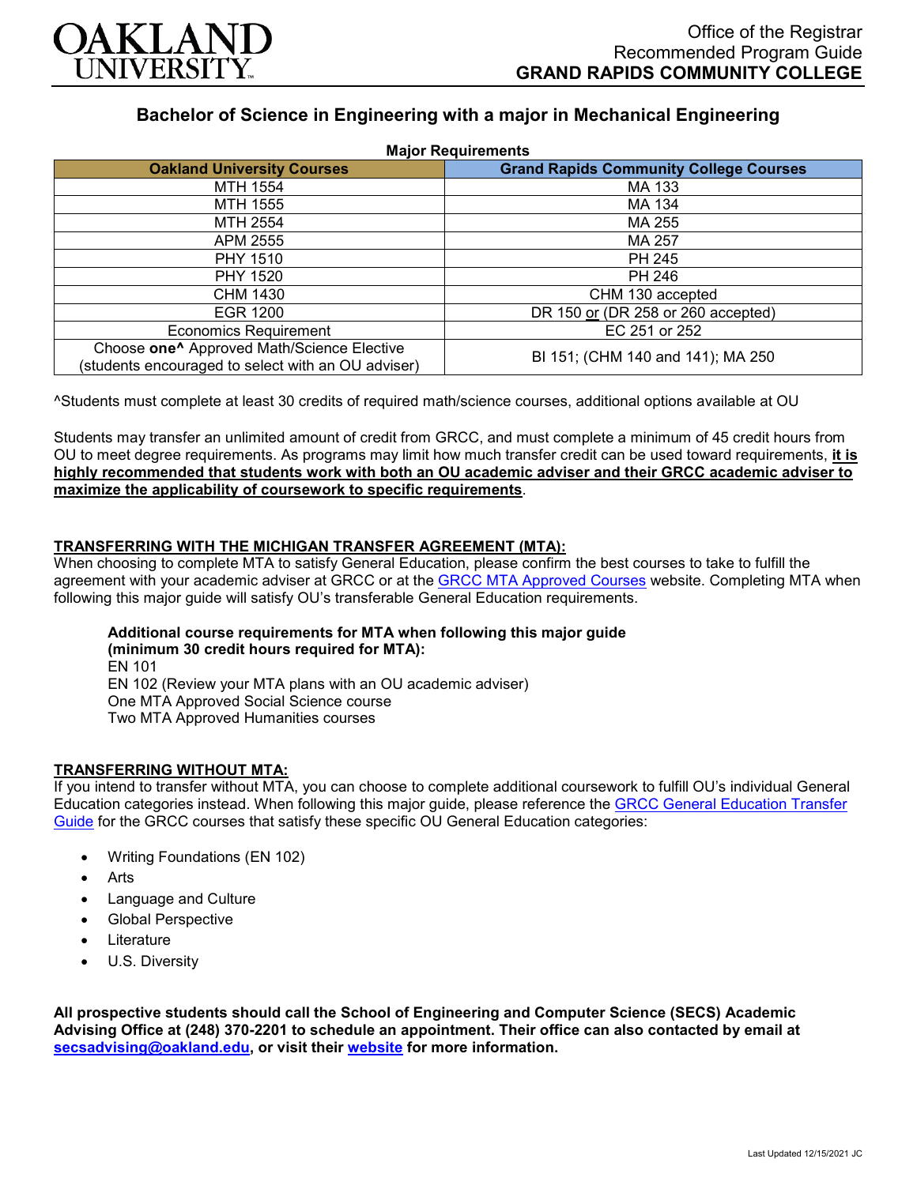OAKLAND UNIVERSITY

Office of the Registrar
Recommended Program Guide
**GRAND RAPIDS COMMUNITY COLLEGE**

## Bachelor of Science in Engineering with a major in Mechanical Engineering

**Major Requirements**

| Oakland University Courses | Grand Rapids Community College Courses |
|---|---|
| MTH 1554 | MA 133 |
| MTH 1555 | MA 134 |
| MTH 2554 | MA 255 |
| APM 2555 | MA 257 |
| PHY 1510 | PH 245 |
| PHY 1520 | PH 246 |
| CHM 1430 | CHM 130 accepted |
| EGR 1200 | DR 150 or (DR 258 or 260 accepted) |
| Economics Requirement | EC 251 or 252 |
| Choose **one^** Approved Math/Science Elective (students encouraged to select with an OU adviser) | BI 151; (CHM 140 and 141); MA 250 |

^Students must complete at least 30 credits of required math/science courses, additional options available at OU

Students may transfer an unlimited amount of credit from GRCC, and must complete a minimum of 45 credit hours from OU to meet degree requirements. As programs may limit how much transfer credit can be used toward requirements, **it is highly recommended that students work with both an OU academic adviser and their GRCC academic adviser to maximize the applicability of coursework to specific requirements**.

### TRANSFERRING WITH THE MICHIGAN TRANSFER AGREEMENT (MTA):

When choosing to complete MTA to satisfy General Education, please confirm the best courses to take to fulfill the agreement with your academic adviser at GRCC or at the GRCC MTA Approved Courses website. Completing MTA when following this major guide will satisfy OU's transferable General Education requirements.

**Additional course requirements for MTA when following this major guide (minimum 30 credit hours required for MTA):**
EN 101
EN 102 (Review your MTA plans with an OU academic adviser)
One MTA Approved Social Science course
Two MTA Approved Humanities courses

### TRANSFERRING WITHOUT MTA:

If you intend to transfer without MTA, you can choose to complete additional coursework to fulfill OU's individual General Education categories instead. When following this major guide, please reference the GRCC General Education Transfer Guide for the GRCC courses that satisfy these specific OU General Education categories:

- Writing Foundations (EN 102)
- Arts
- Language and Culture
- Global Perspective
- Literature
- U.S. Diversity

**All prospective students should call the School of Engineering and Computer Science (SECS) Academic Advising Office at (248) 370-2201 to schedule an appointment. Their office can also contacted by email at secsadvising@oakland.edu, or visit their website for more information.**

Last Updated 12/15/2021 JC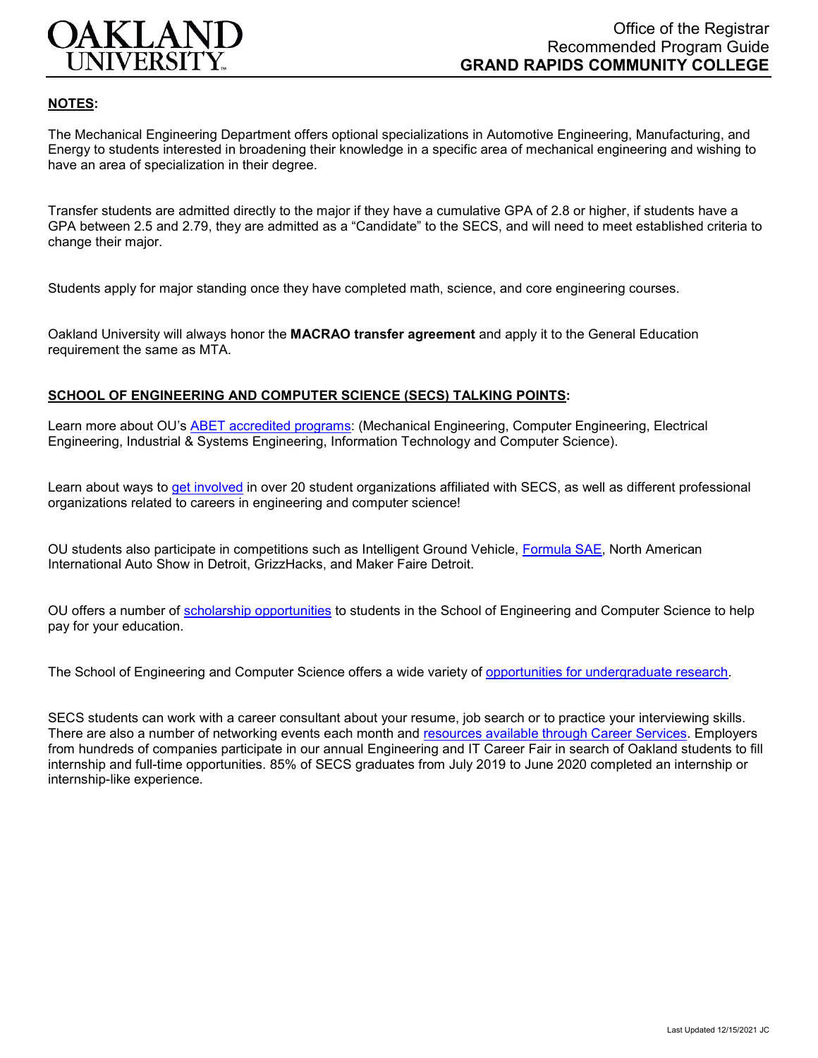**NOTES:**

The Mechanical Engineering Department offers optional specializations in Automotive Engineering, Manufacturing, and Energy to students interested in broadening their knowledge in a specific area of mechanical engineering and wishing to have an area of specialization in their degree.

Transfer students are admitted directly to the major if they have a cumulative GPA of 2.8 or higher, if students have a GPA between 2.5 and 2.79, they are admitted as a "Candidate" to the SECS, and will need to meet established criteria to change their major.

Students apply for major standing once they have completed math, science, and core engineering courses.

Oakland University will always honor the **MACRAO transfer agreement** and apply it to the General Education requirement the same as MTA.

**SCHOOL OF ENGINEERING AND COMPUTER SCIENCE (SECS) TALKING POINTS:**

Learn more about OU's ABET accredited programs: (Mechanical Engineering, Computer Engineering, Electrical Engineering, Industrial & Systems Engineering, Information Technology and Computer Science).

Learn about ways to get involved in over 20 student organizations affiliated with SECS, as well as different professional organizations related to careers in engineering and computer science!

OU students also participate in competitions such as Intelligent Ground Vehicle, Formula SAE, North American International Auto Show in Detroit, GrizzHacks, and Maker Faire Detroit.

OU offers a number of scholarship opportunities to students in the School of Engineering and Computer Science to help pay for your education.

The School of Engineering and Computer Science offers a wide variety of opportunities for undergraduate research.

SECS students can work with a career consultant about your resume, job search or to practice your interviewing skills. There are also a number of networking events each month and resources available through Career Services. Employers from hundreds of companies participate in our annual Engineering and IT Career Fair in search of Oakland students to fill internship and full-time opportunities. 85% of SECS graduates from July 2019 to June 2020 completed an internship or internship-like experience.

Last Updated 12/15/2021 JC